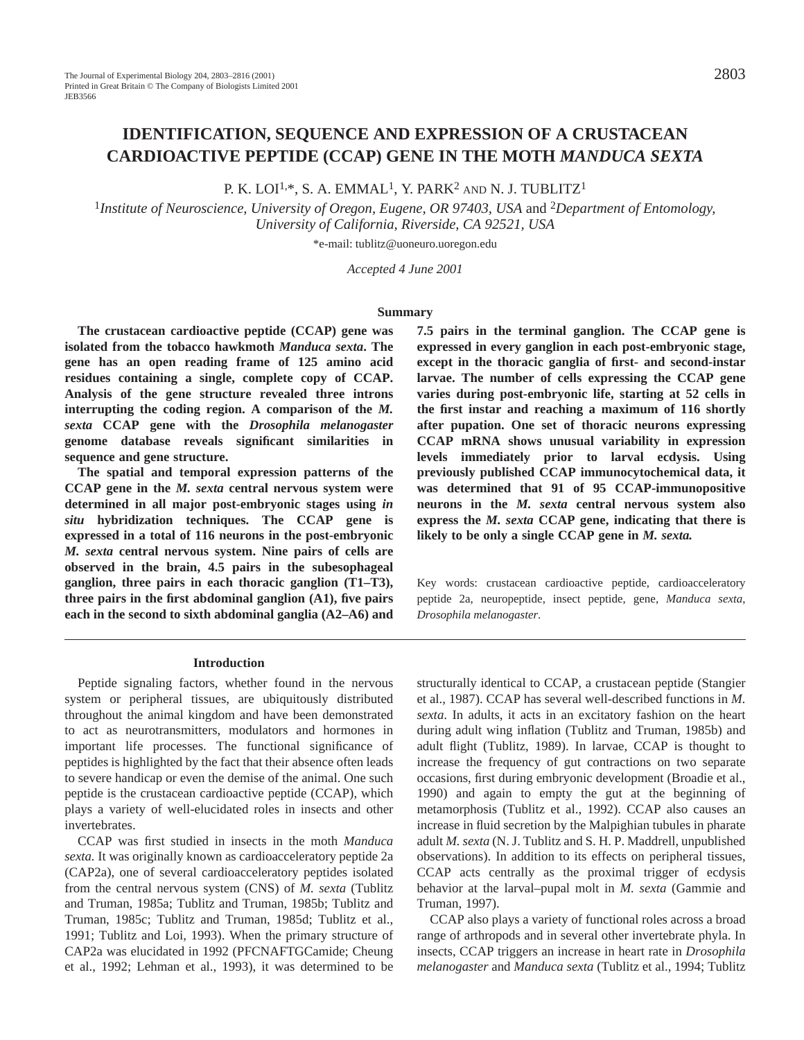# IDENTIFICATION, SEQUENCE AND EXPRESSION OF A CRUSTACEAN CARDIOACTIVE PEPTIDE (CCAP) GENE IN THE MOTH *MANDUCA SEXTA*

P. K. LOI[1,*], S. A. EMMAL[1], Y. PARK[2] AND N. J. TUBLITZ[1]

[1]*Institute of Neuroscience, University of Oregon, Eugene, OR 97403, USA* and [2]*Department of Entomology, University of California, Riverside, CA 92521, USA*

*e-mail: tublitz@uoneuro.uoregon.edu

*Accepted 4 June 2001*

## Summary

**The crustacean cardioactive peptide (CCAP) gene was isolated from the tobacco hawkmoth *Manduca sexta*. The gene has an open reading frame of 125 amino acid residues containing a single, complete copy of CCAP. Analysis of the gene structure revealed three introns interrupting the coding region. A comparison of the *M. sexta* CCAP gene with the *Drosophila melanogaster* genome database reveals significant similarities in sequence and gene structure.**

**The spatial and temporal expression patterns of the CCAP gene in the *M. sexta* central nervous system were determined in all major post-embryonic stages using *in situ* hybridization techniques. The CCAP gene is expressed in a total of 116 neurons in the post-embryonic *M. sexta* central nervous system. Nine pairs of cells are observed in the brain, 4.5 pairs in the subesophageal ganglion, three pairs in each thoracic ganglion (T1–T3), three pairs in the first abdominal ganglion (A1), five pairs each in the second to sixth abdominal ganglia (A2–A6) and 7.5 pairs in the terminal ganglion. The CCAP gene is expressed in every ganglion in each post-embryonic stage, except in the thoracic ganglia of first- and second-instar larvae. The number of cells expressing the CCAP gene varies during post-embryonic life, starting at 52 cells in the first instar and reaching a maximum of 116 shortly after pupation. One set of thoracic neurons expressing CCAP mRNA shows unusual variability in expression levels immediately prior to larval ecdysis. Using previously published CCAP immunocytochemical data, it was determined that 91 of 95 CCAP-immunopositive neurons in the *M. sexta* central nervous system also express the *M. sexta* CCAP gene, indicating that there is likely to be only a single CCAP gene in *M. sexta*.**

Key words: crustacean cardioactive peptide, cardioacceleratory peptide 2a, neuropeptide, insect peptide, gene, *Manduca sexta*, *Drosophila melanogaster*.

## Introduction

Peptide signaling factors, whether found in the nervous system or peripheral tissues, are ubiquitously distributed throughout the animal kingdom and have been demonstrated to act as neurotransmitters, modulators and hormones in important life processes. The functional significance of peptides is highlighted by the fact that their absence often leads to severe handicap or even the demise of the animal. One such peptide is the crustacean cardioactive peptide (CCAP), which plays a variety of well-elucidated roles in insects and other invertebrates.

CCAP was first studied in insects in the moth *Manduca sexta*. It was originally known as cardioacceleratory peptide 2a (CAP2a), one of several cardioacceleratory peptides isolated from the central nervous system (CNS) of *M. sexta* (Tublitz and Truman, 1985a; Tublitz and Truman, 1985b; Tublitz and Truman, 1985c; Tublitz and Truman, 1985d; Tublitz et al., 1991; Tublitz and Loi, 1993). When the primary structure of CAP2a was elucidated in 1992 (PFCNAFTGCamide; Cheung et al., 1992; Lehman et al., 1993), it was determined to be structurally identical to CCAP, a crustacean peptide (Stangier et al., 1987). CCAP has several well-described functions in *M. sexta*. In adults, it acts in an excitatory fashion on the heart during adult wing inflation (Tublitz and Truman, 1985b) and adult flight (Tublitz, 1989). In larvae, CCAP is thought to increase the frequency of gut contractions on two separate occasions, first during embryonic development (Broadie et al., 1990) and again to empty the gut at the beginning of metamorphosis (Tublitz et al., 1992). CCAP also causes an increase in fluid secretion by the Malpighian tubules in pharate adult *M. sexta* (N. J. Tublitz and S. H. P. Maddrell, unpublished observations). In addition to its effects on peripheral tissues, CCAP acts centrally as the proximal trigger of ecdysis behavior at the larval–pupal molt in *M. sexta* (Gammie and Truman, 1997).

CCAP also plays a variety of functional roles across a broad range of arthropods and in several other invertebrate phyla. In insects, CCAP triggers an increase in heart rate in *Drosophila melanogaster* and *Manduca sexta* (Tublitz et al., 1994; Tublitz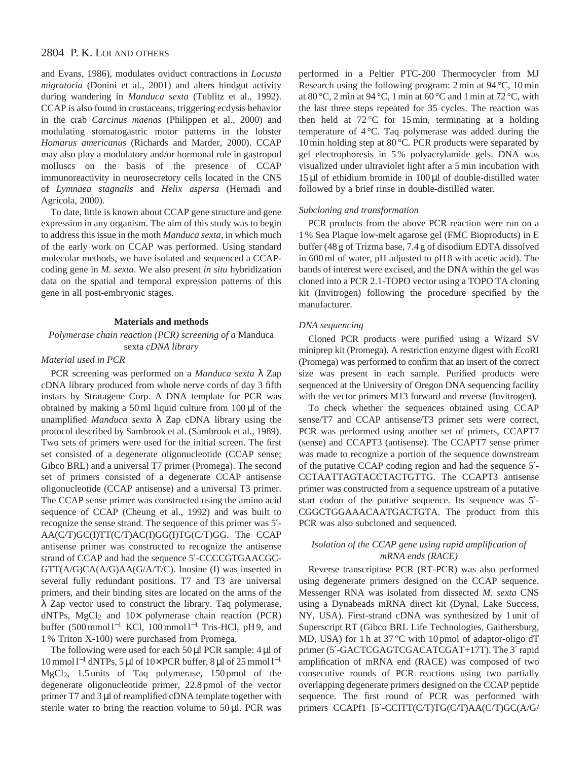and Evans, 1986), modulates oviduct contractions in *Locusta migratoria* (Donini et al., 2001) and alters hindgut activity during wandering in *Manduca sexta* (Tublitz et al., 1992). CCAP is also found in crustaceans, triggering ecdysis behavior in the crab *Carcinus maenas* (Philippen et al., 2000) and modulating stomatogastric motor patterns in the lobster *Homarus americanus* (Richards and Marder, 2000). CCAP may also play a modulatory and/or hormonal role in gastropod molluscs on the basis of the presence of CCAP immunoreactivity in neurosecretory cells located in the CNS of *Lymnaea stagnalis* and *Helix aspersa* (Hernadi and Agricola, 2000).

To date, little is known about CCAP gene structure and gene expression in any organism. The aim of this study was to begin to address this issue in the moth *Manduca sexta*, in which much of the early work on CCAP was performed. Using standard molecular methods, we have isolated and sequenced a CCAP-coding gene in *M. sexta*. We also present *in situ* hybridization data on the spatial and temporal expression patterns of this gene in all post-embryonic stages.

## Materials and methods

### *Polymerase chain reaction (PCR) screening of a* Manduca sexta *cDNA library*

#### *Material used in PCR*

PCR screening was performed on a *Manduca sexta* λ Zap cDNA library produced from whole nerve cords of day 3 fifth instars by Stratagene Corp. A DNA template for PCR was obtained by making a 50 ml liquid culture from 100 μl of the unamplified *Manduca sexta* λ Zap cDNA library using the protocol described by Sambrook et al. (Sambrook et al., 1989). Two sets of primers were used for the initial screen. The first set consisted of a degenerate oligonucleotide (CCAP sense; Gibco BRL) and a universal T7 primer (Promega). The second set of primers consisted of a degenerate CCAP antisense oligonucleotide (CCAP antisense) and a universal T3 primer. The CCAP sense primer was constructed using the amino acid sequence of CCAP (Cheung et al., 1992) and was built to recognize the sense strand. The sequence of this primer was 5′-AA(C/T)GC(I)TT(C/T)AC(I)GG(I)TG(C/T)GG. The CCAP antisense primer was constructed to recognize the antisense strand of CCAP and had the sequence 5′-CCCCGTGAACGC-GTT(A/G)CA(A/G)AA(G/A/T/C). Inosine (I) was inserted in several fully redundant positions. T7 and T3 are universal primers, and their binding sites are located on the arms of the λ Zap vector used to construct the library. Taq polymerase, dNTPs, $MgCl_2$ and 10× polymerase chain reaction (PCR) buffer (500 mmol $l^{-1}$ KCl, 100 mmol $l^{-1}$ Tris-HCl, pH 9, and 1 % Triton X-100) were purchased from Promega.

The following were used for each 50 μl PCR sample: 4 μl of 10 mmol $l^{-1}$ dNTPs, 5 μl of 10× PCR buffer, 8 μl of 25 mmol $l^{-1}$ $MgCl_2$, 1.5 units of Taq polymerase, 150 pmol of the degenerate oligonucleotide primer, 22.8 pmol of the vector primer T7 and 3 μl of reamplified cDNA template together with sterile water to bring the reaction volume to 50 μl. PCR was performed in a Peltier PTC-200 Thermocycler from MJ Research using the following program: 2 min at 94 °C, 10 min at 80 °C, 2 min at 94 °C, 1 min at 60 °C and 1 min at 72 °C, with the last three steps repeated for 35 cycles. The reaction was then held at 72 °C for 15 min, terminating at a holding temperature of 4 °C. Taq polymerase was added during the 10 min holding step at 80 °C. PCR products were separated by gel electrophoresis in 5 % polyacrylamide gels. DNA was visualized under ultraviolet light after a 5 min incubation with 15 μl of ethidium bromide in 100 μl of double-distilled water followed by a brief rinse in double-distilled water.

#### *Subcloning and transformation*

PCR products from the above PCR reaction were run on a 1 % Sea Plaque low-melt agarose gel (FMC Bioproducts) in E buffer (48 g of Trizma base, 7.4 g of disodium EDTA dissolved in 600 ml of water, pH adjusted to pH 8 with acetic acid). The bands of interest were excised, and the DNA within the gel was cloned into a PCR 2.1-TOPO vector using a TOPO TA cloning kit (Invitrogen) following the procedure specified by the manufacturer.

#### *DNA sequencing*

Cloned PCR products were purified using a Wizard SV miniprep kit (Promega). A restriction enzyme digest with *Eco*RI (Promega) was performed to confirm that an insert of the correct size was present in each sample. Purified products were sequenced at the University of Oregon DNA sequencing facility with the vector primers M13 forward and reverse (Invitrogen).

To check whether the sequences obtained using CCAP sense/T7 and CCAP antisense/T3 primer sets were correct, PCR was performed using another set of primers, CCAPT7 (sense) and CCAPT3 (antisense). The CCAPT7 sense primer was made to recognize a portion of the sequence downstream of the putative CCAP coding region and had the sequence 5′-CCTAATTAGTACCTACTGTTG. The CCAPT3 antisense primer was constructed from a sequence upstream of a putative start codon of the putative sequence. Its sequence was 5′-CGGCTGGAAACAATGACTGTA. The product from this PCR was also subcloned and sequenced.

### *Isolation of the CCAP gene using rapid amplification of mRNA ends (RACE)*

Reverse transcriptase PCR (RT-PCR) was also performed using degenerate primers designed on the CCAP sequence. Messenger RNA was isolated from dissected *M. sexta* CNS using a Dynabeads mRNA direct kit (Dynal, Lake Success, NY, USA). First-strand cDNA was synthesized by 1 unit of Superscript RT (Gibco BRL Life Technologies, Gaithersburg, MD, USA) for 1 h at 37 °C with 10 pmol of adaptor-oligo dT primer (5′-GACTCGAGTCGACATCGAT+17T). The 3′ rapid amplification of mRNA end (RACE) was composed of two consecutive rounds of PCR reactions using two partially overlapping degenerate primers designed on the CCAP peptide sequence. The first round of PCR was performed with primers CCAPf1 [5′-CCITT(C/T)TG(C/T)AA(C/T)GC(A/G/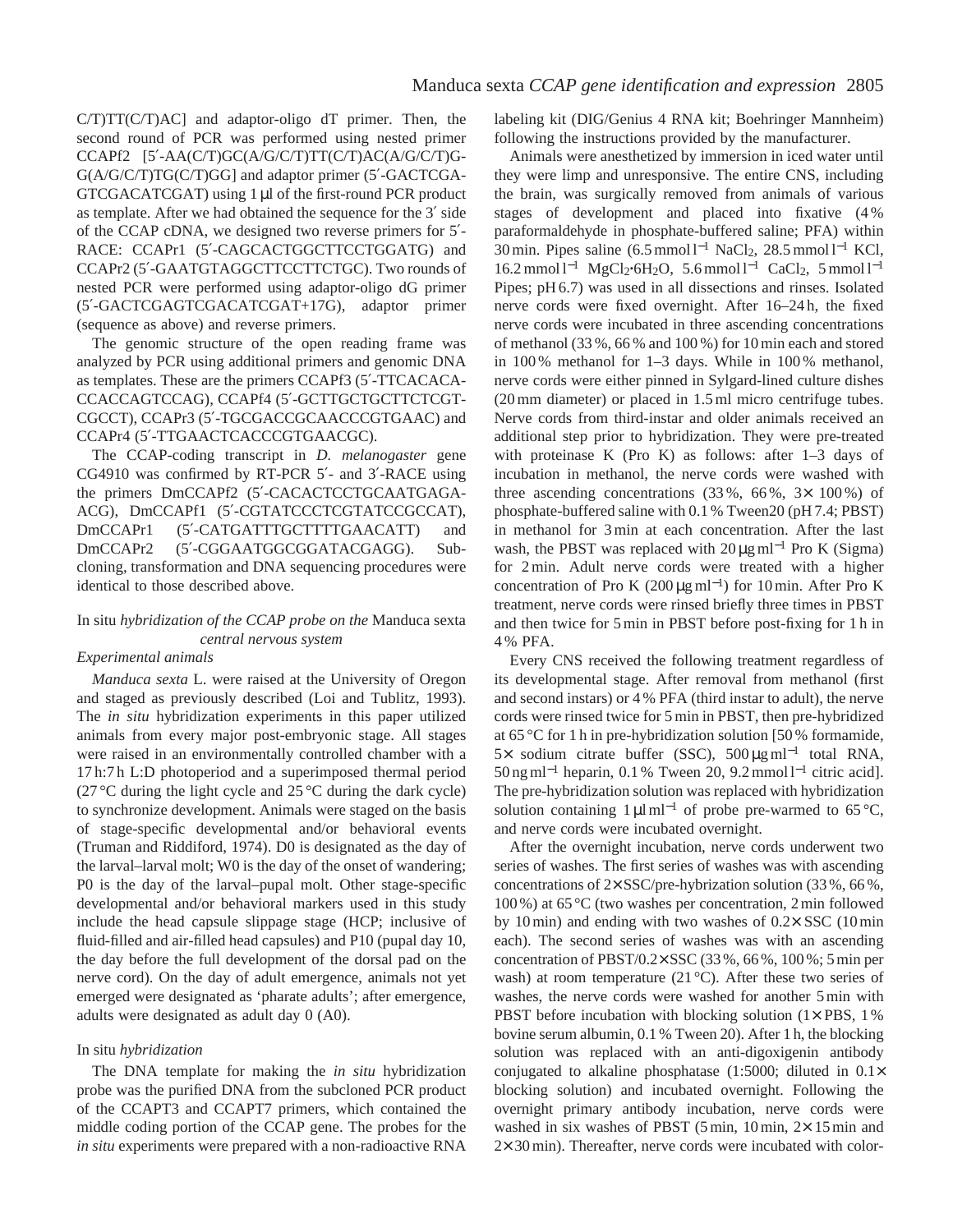C/T)TT(C/T)AC] and adaptor-oligo dT primer. Then, the second round of PCR was performed using nested primer CCAPf2 [5′-AA(C/T)GC(A/G/C/T)TT(C/T)AC(A/G/C/T)G-G(A/G/C/T)TG(C/T)GG] and adaptor primer (5′-GACTCGA-GTCGACATCGAT) using 1 μl of the first-round PCR product as template. After we had obtained the sequence for the 3′ side of the CCAP cDNA, we designed two reverse primers for 5′-RACE: CCAPr1 (5′-CAGCACTGGCTTCCTGGATG) and CCAPr2 (5′-GAATGTAGGCTTCCTTCTGC). Two rounds of nested PCR were performed using adaptor-oligo dG primer (5′-GACTCGAGTCGACATCGAT+17G), adaptor primer (sequence as above) and reverse primers.

The genomic structure of the open reading frame was analyzed by PCR using additional primers and genomic DNA as templates. These are the primers CCAPf3 (5′-TTCACACA-CCACCAGTCCAG), CCAPf4 (5′-GCTTGCTGCTTCTCGT-CGCCT), CCAPr3 (5′-TGCGACCGCAACCCGTGAAC) and CCAPr4 (5′-TTGAACTCACCCGTGAACGC).

The CCAP-coding transcript in *D. melanogaster* gene CG4910 was confirmed by RT-PCR 5′- and 3′-RACE using the primers DmCCAPf2 (5′-CACACTCCTGCAATGAGA-ACG), DmCCAPf1 (5′-CGTATCCCTCGTATCCGCCAT), DmCCAPr1 (5′-CATGATTTGCTTTTGAACATT) and DmCCAPr2 (5′-CGGAATGGCGGATACGAGG). Sub-cloning, transformation and DNA sequencing procedures were identical to those described above.

## *In situ* hybridization of the CCAP probe on the *Manduca sexta* central nervous system

### *Experimental animals*

*Manduca sexta* L. were raised at the University of Oregon and staged as previously described (Loi and Tublitz, 1993). The *in situ* hybridization experiments in this paper utilized animals from every major post-embryonic stage. All stages were raised in an environmentally controlled chamber with a 17 h:7 h L:D photoperiod and a superimposed thermal period (27 °C during the light cycle and 25 °C during the dark cycle) to synchronize development. Animals were staged on the basis of stage-specific developmental and/or behavioral events (Truman and Riddiford, 1974). D0 is designated as the day of the larval–larval molt; W0 is the day of the onset of wandering; P0 is the day of the larval–pupal molt. Other stage-specific developmental and/or behavioral markers used in this study include the head capsule slippage stage (HCP; inclusive of fluid-filled and air-filled head capsules) and P10 (pupal day 10, the day before the full development of the dorsal pad on the nerve cord). On the day of adult emergence, animals not yet emerged were designated as 'pharate adults'; after emergence, adults were designated as adult day 0 (A0).

### *In situ hybridization*

The DNA template for making the *in situ* hybridization probe was the purified DNA from the subcloned PCR product of the CCAPT3 and CCAPT7 primers, which contained the middle coding portion of the CCAP gene. The probes for the *in situ* experiments were prepared with a non-radioactive RNA labeling kit (DIG/Genius 4 RNA kit; Boehringer Mannheim) following the instructions provided by the manufacturer.

Animals were anesthetized by immersion in iced water until they were limp and unresponsive. The entire CNS, including the brain, was surgically removed from animals of various stages of development and placed into fixative (4 % paraformaldehyde in phosphate-buffered saline; PFA) within 30 min. Pipes saline (6.5 mmol l$^{-1}$ $NaCl_2$, 28.5 mmol l$^{-1}$ KCl, 16.2 mmol l$^{-1}$ $MgCl_2 \cdot 6H_2O$, 5.6 mmol l$^{-1}$ $CaCl_2$, 5 mmol l$^{-1}$ Pipes; pH 6.7) was used in all dissections and rinses. Isolated nerve cords were fixed overnight. After 16–24 h, the fixed nerve cords were incubated in three ascending concentrations of methanol (33 %, 66 % and 100 %) for 10 min each and stored in 100 % methanol for 1–3 days. While in 100 % methanol, nerve cords were either pinned in Sylgard-lined culture dishes (20 mm diameter) or placed in 1.5 ml micro centrifuge tubes. Nerve cords from third-instar and older animals received an additional step prior to hybridization. They were pre-treated with proteinase K (Pro K) as follows: after 1–3 days of incubation in methanol, the nerve cords were washed with three ascending concentrations (33 %, 66 %, 3× 100 %) of phosphate-buffered saline with 0.1 % Tween20 (pH 7.4; PBST) in methanol for 3 min at each concentration. After the last wash, the PBST was replaced with 20 μg ml$^{-1}$ Pro K (Sigma) for 2 min. Adult nerve cords were treated with a higher concentration of Pro K (200 μg ml$^{-1}$) for 10 min. After Pro K treatment, nerve cords were rinsed briefly three times in PBST and then twice for 5 min in PBST before post-fixing for 1 h in 4 % PFA.

Every CNS received the following treatment regardless of its developmental stage. After removal from methanol (first and second instars) or 4 % PFA (third instar to adult), the nerve cords were rinsed twice for 5 min in PBST, then pre-hybridized at 65 °C for 1 h in pre-hybridization solution [50 % formamide, 5× sodium citrate buffer (SSC), 500 μg ml$^{-1}$ total RNA, 50 ng ml$^{-1}$ heparin, 0.1 % Tween 20, 9.2 mmol l$^{-1}$ citric acid]. The pre-hybridization solution was replaced with hybridization solution containing 1 μl ml$^{-1}$ of probe pre-warmed to 65 °C, and nerve cords were incubated overnight.

After the overnight incubation, nerve cords underwent two series of washes. The first series of washes was with ascending concentrations of 2×SSC/pre-hybrization solution (33 %, 66 %, 100 %) at 65 °C (two washes per concentration, 2 min followed by 10 min) and ending with two washes of 0.2× SSC (10 min each). The second series of washes was with an ascending concentration of PBST/0.2×SSC (33 %, 66 %, 100 %; 5 min per wash) at room temperature (21 °C). After these two series of washes, the nerve cords were washed for another 5 min with PBST before incubation with blocking solution (1× PBS, 1 % bovine serum albumin, 0.1 % Tween 20). After 1 h, the blocking solution was replaced with an anti-digoxigenin antibody conjugated to alkaline phosphatase (1:5000; diluted in 0.1× blocking solution) and incubated overnight. Following the overnight primary antibody incubation, nerve cords were washed in six washes of PBST (5 min, 10 min, 2× 15 min and 2× 30 min). Thereafter, nerve cords were incubated with color-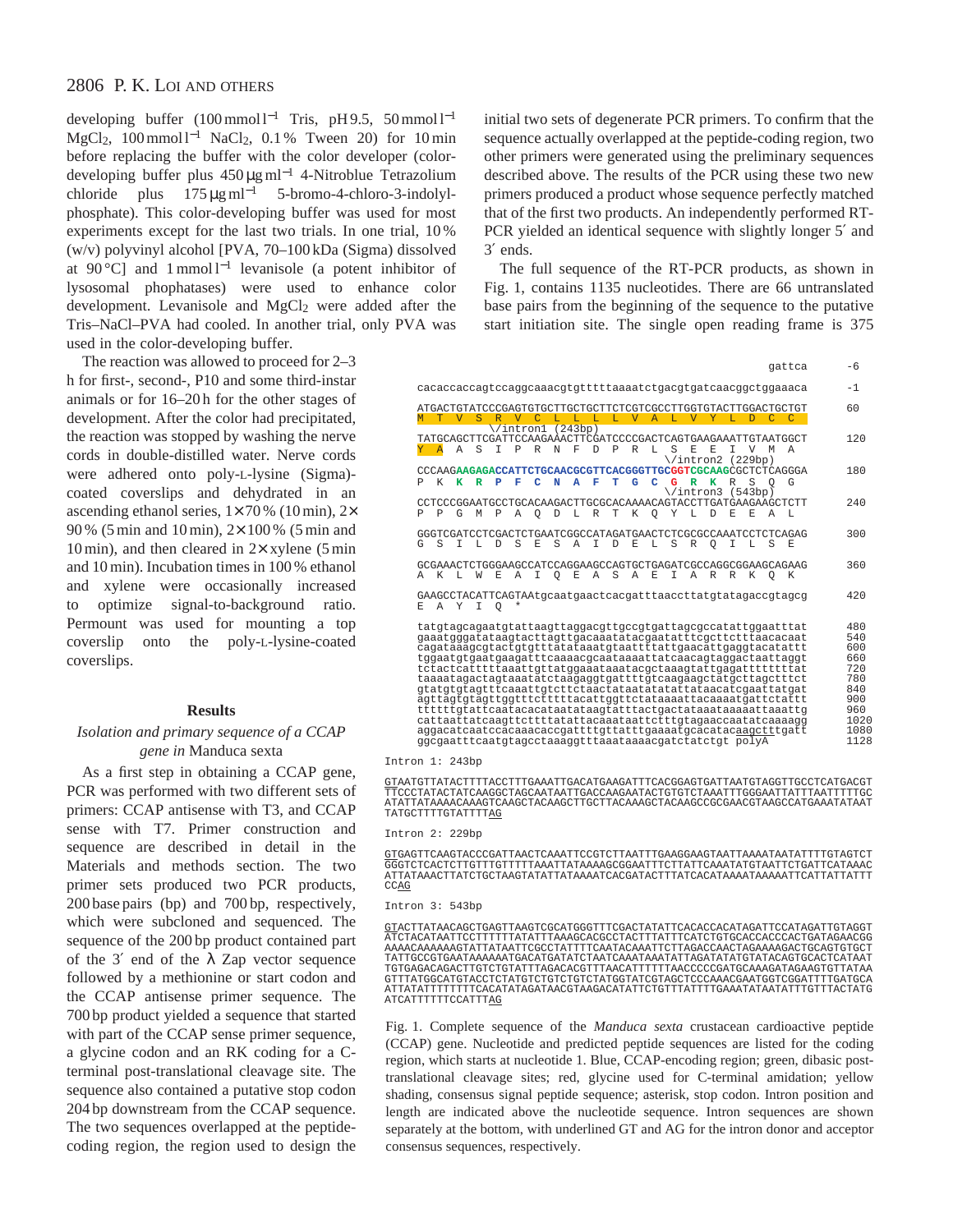developing buffer (100 mmol l$^{-1}$ Tris, pH 9.5, 50 mmol l$^{-1}$ $MgCl_2$, 100 mmol l$^{-1}$ NaCl$_2$, 0.1 % Tween 20) for 10 min before replacing the buffer with the color developer (color-developing buffer plus 450 μg ml$^{-1}$ 4-Nitroblue Tetrazolium chloride plus 175 μg ml$^{-1}$ 5-bromo-4-chloro-3-indolyl-phosphate). This color-developing buffer was used for most experiments except for the last two trials. In one trial, 10 % (w/v) polyvinyl alcohol [PVA, 70–100 kDa (Sigma) dissolved at 90 °C] and 1 mmol l$^{-1}$ levanisole (a potent inhibitor of lysosomal phophatases) were used to enhance color development. Levanisole and $MgCl_2$ were added after the Tris–NaCl–PVA had cooled. In another trial, only PVA was used in the color-developing buffer.

The reaction was allowed to proceed for 2–3 h for first-, second-, P10 and some third-instar animals or for 16–20 h for the other stages of development. After the color had precipitated, the reaction was stopped by washing the nerve cords in double-distilled water. Nerve cords were adhered onto poly-L-lysine (Sigma)-coated coverslips and dehydrated in an ascending ethanol series, 1× 70 % (10 min), 2× 90 % (5 min and 10 min), 2× 100 % (5 min and 10 min), and then cleared in 2× xylene (5 min and 10 min). Incubation times in 100 % ethanol and xylene were occasionally increased to optimize signal-to-background ratio. Permount was used for mounting a top coverslip onto the poly-L-lysine-coated coverslips.

## Results

### *Isolation and primary sequence of a CCAP gene in* Manduca sexta

As a first step in obtaining a CCAP gene, PCR was performed with two different sets of primers: CCAP antisense with T3, and CCAP sense with T7. Primer construction and sequence are described in detail in the Materials and methods section. The two primer sets produced two PCR products, 200 base pairs (bp) and 700 bp, respectively, which were subcloned and sequenced. The sequence of the 200 bp product contained part of the 3′ end of the λ Zap vector sequence followed by a methionine or start codon and the CCAP antisense primer sequence. The 700 bp product yielded a sequence that started with part of the CCAP sense primer sequence, a glycine codon and an RK coding for a C-terminal post-translational cleavage site. The sequence also contained a putative stop codon 204 bp downstream from the CCAP sequence. The two sequences overlapped at the peptide-coding region, the region used to design the initial two sets of degenerate PCR primers. To confirm that the sequence actually overlapped at the peptide-coding region, two other primers were generated using the preliminary sequences described above. The results of the PCR using these two new primers produced a product whose sequence perfectly matched that of the first two products. An independently performed RT-PCR yielded an identical sequence with slightly longer 5′ and 3′ ends.

The full sequence of the RT-PCR products, as shown in Fig. 1, contains 1135 nucleotides. There are 66 untranslated base pairs from the beginning of the sequence to the putative start initiation site. The single open reading frame is 375

```
                                                                gattca      -6

cacaccaccagtccaggcaaacgtgtttttaaaatctgacgtgatcaacggctggaaaca             -1

ATGACTGTATCCCGAGTGTGCTTGCTGCTTCTCGTCGCCTTGGTGTACTTGGACTGCTGT             60
 M  T  V  S  R  V  C  L  L  L  L  V  A  L  V  Y  L  D  C  C
 \/intron1 (243bp)
TATGCAGCTTCGATTCCAAGAAACTTCGATCCCCGACTCAGTGAAGAAATTGTAATGGCT            120
 Y  A  A  S  I  P  R  N  F  D  P  R  L  S  E  E  I  V  M  A
                                                   \/intron2 (229bp)
CCCAAGAAGAGACCATTCTGCAACGCGTTCACGGGTTGCGGTCGCAAGCGCTCTCAGGGA            180
 P  K  K  R  P  F  C  N  A  F  T  G  C  G  R  K  R  S  Q  G
                                                   \/intron3 (543bp)
CCTCCCGGAATGCCTGCACAAGACTTGCGCACAAAACAGTACCTTGATGAAGAAGCTCTT            240
 P  P  G  M  P  A  Q  D  L  R  T  K  Q  Y  L  D  E  E  A  L

GGGTCGATCCTCGACTCTGAATCGGCCATAGATGAACTCTCGCGCCAAATCCTCTCAGAG            300
 G  S  I  L  D  S  E  S  A  I  D  E  L  S  R  Q  I  L  S  E

GCGAAACTCTGGGAAGCCATCCAGGAAGCCAGTGCTGAGATCGCCAGGCGGAAGCAGAAG            360
 A  K  L  W  E  A  I  Q  E  A  S  A  E  I  A  R  R  K  Q  K

GAAGCCTACATTCAGTAAtgcaatgaactcacgatttaaccttatgtatagaccgtagcg            420
 E  A  Y  I  Q  *

tatgtagcagaatgtattaagttaggacgttgccgtgattagcgccatattggaatttat            480
gaaatgggatataagtacttagttgacaaatatacgaatatttcgcttctttaacacaat            540
cagataaagcgtactgtgtttatataaatgtaatttttattgaacattgaggtacatattt           600
tggaatgtgaatgaagatttcaaaacgcaataaaattatcaacagtaggactaattaggt            660
tctactcatttttaaattgttatggaaataaatacgctaaagtattgagattttttttat            720
taaaatagactagtaaatatctaagaggtgattttgtcaagaagctatgcttagctttct            780
gtatgtgtagtttcaaattgtcttctaactataatatatattataacatcgaattatgat            840
agttagtgtagttggtttcttttttacattggttctataaaattacaaaatgattctattt           900
tttttgtattcaatacacataatataagtatttactgactataaataaaaattaaattg             960
cattaattatcaagttctttttatattacaaataattctttgtagaaccaatatcaaaagg           1020
aggacatcaatccacaaacaccgattttgttatttgaaaatgcacatacaagctttgatt            1080
ggcgaatttcaatgtagcctaaaggtttaaataaaacgatctatctgt polyA                  1128

Intron 1: 243bp

GTAATGTTATACTTTTACCTTTGAAATTGACATGAAGATTTCACGGAGTGATTAATGTAGGTTGCCTCATGACGT
TTCCCTATACTATCAAGGCTAGCAATAATTGACCAAGAATACTGTGTCTAAATTTGGGAATTATTTAATTTTTGC
ATATTATAAAACAAAGTCAAGCTACAAGCTTGCTTACAAAGCTACAAGCCGCGAACGTAAGCCATGAAATATAAT
TATGCTTTTGTATTTTAG

Intron 2: 229bp

GTGAGTTCAAGTACCCGATTAACTCAAATTCCGTCTTAATTTGAAGGAAGTAATTAAAATAATATTTTGTAGTCT
GGGTCTCACTCTTGTTTGTTTTTAAATTATAAAAGCGGAATTTCTTATTCAAATATGTAATTCTGATTCATAAAC
ATTATAAACTTATCTGCTAAGTATATTATAAAATCACGATACTTTATCACATAAAATAAAAATTCATTATTATTT
CCAG

Intron 3: 543bp

GTACTTATAACAGCTGAGTTAAGTCGCATGGGTTTCGACTATATTCACACCACATAGATTCCATAGATTGTAGGT
ATCTACATAATTCCTTTTTTATATTTAAAGCACGCCTACTTTATTTCATCTGTGCACCACCCACTGATAGAACGG
AAAACAAAAAAGTATTATAATTCGCCTATTTTCAATACAAATTCTTAGACCAACTAGAAAAGACTGCAGTGTGCT
TATTGCCGTGAATAAAAAATGACATGATATCTAATCAAATAAATATTAGATATATGTATACAGTGCACTCATAAT
TGTGAGACAGACTTGTCTGTATTTAGACACGTTTAACATTTTTTAACCCCCGATGCAAAGATAGAAGTGTTATAA
GTTTATGGCATGTACCTCTATGTCTGTCTGTCTATGGTATCGTAGCTCCCAAACGAATGGTCGGATTTTGATGCA
ATTATATTTTTTTTCACATATAGATAACGTAAGACATATTCTGTTTATTTTGAAATATAATATTTGTTTACTATG
ATCATTTTTTCCATTTAG
```

Fig. 1. Complete sequence of the *Manduca sexta* crustacean cardioactive peptide (CCAP) gene. Nucleotide and predicted peptide sequences are listed for the coding region, which starts at nucleotide 1. Blue, CCAP-encoding region; green, dibasic post-translational cleavage sites; red, glycine used for C-terminal amidation; yellow shading, consensus signal peptide sequence; asterisk, stop codon. Intron position and length are indicated above the nucleotide sequence. Intron sequences are shown separately at the bottom, with underlined GT and AG for the intron donor and acceptor consensus sequences, respectively.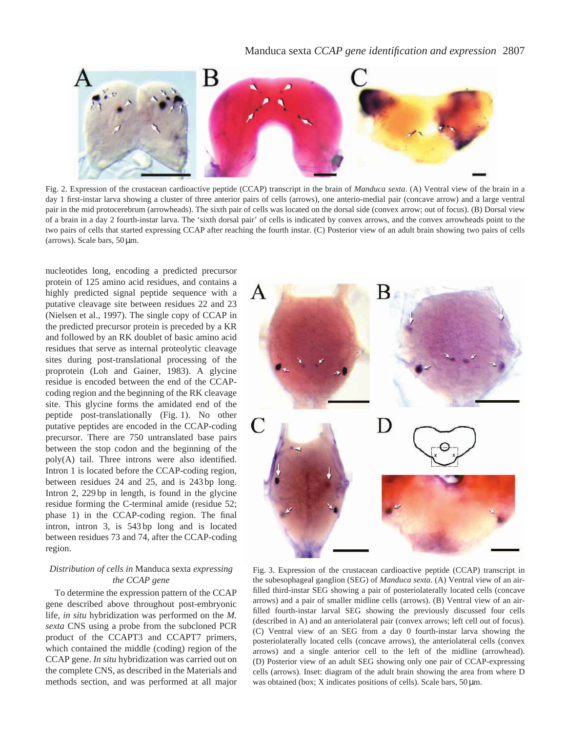Fig. 2. Expression of the crustacean cardioactive peptide (CCAP) transcript in the brain of *Manduca sexta*. (A) Ventral view of the brain in a day 1 first-instar larva showing a cluster of three anterior pairs of cells (arrows), one anterio-medial pair (concave arrow) and a large ventral pair in the mid protocerebrum (arrowheads). The sixth pair of cells was located on the dorsal side (convex arrow; out of focus). (B) Dorsal view of a brain in a day 2 fourth-instar larva. The 'sixth dorsal pair' of cells is indicated by convex arrows, and the convex arrowheads point to the two pairs of cells that started expressing CCAP after reaching the fourth instar. (C) Posterior view of an adult brain showing two pairs of cells (arrows). Scale bars, 50 µm.

nucleotides long, encoding a predicted precursor protein of 125 amino acid residues, and contains a highly predicted signal peptide sequence with a putative cleavage site between residues 22 and 23 (Nielsen et al., 1997). The single copy of CCAP in the predicted precursor protein is preceded by a KR and followed by an RK doublet of basic amino acid residues that serve as internal proteolytic cleavage sites during post-translational processing of the proprotein (Loh and Gainer, 1983). A glycine residue is encoded between the end of the CCAP-coding region and the beginning of the RK cleavage site. This glycine forms the amidated end of the peptide post-translationally (Fig. 1). No other putative peptides are encoded in the CCAP-coding precursor. There are 750 untranslated base pairs between the stop codon and the beginning of the poly(A) tail. Three introns were also identified. Intron 1 is located before the CCAP-coding region, between residues 24 and 25, and is 243 bp long. Intron 2, 229 bp in length, is found in the glycine residue forming the C-terminal amide (residue 52; phase 1) in the CCAP-coding region. The final intron, intron 3, is 543 bp long and is located between residues 73 and 74, after the CCAP-coding region.

### *Distribution of cells in* Manduca sexta *expressing the CCAP gene*

To determine the expression pattern of the CCAP gene described above throughout post-embryonic life, *in situ* hybridization was performed on the *M. sexta* CNS using a probe from the subcloned PCR product of the CCAPT3 and CCAPT7 primers, which contained the middle (coding) region of the CCAP gene. *In situ* hybridization was carried out on the complete CNS, as described in the Materials and methods section, and was performed at all major

Fig. 3. Expression of the crustacean cardioactive peptide (CCAP) transcript in the subesophageal ganglion (SEG) of *Manduca sexta*. (A) Ventral view of an air-filled third-instar SEG showing a pair of posteriolaterally located cells (concave arrows) and a pair of smaller midline cells (arrows). (B) Ventral view of an air-filled fourth-instar larval SEG showing the previously discussed four cells (described in A) and an anteriolateral pair (convex arrows; left cell out of focus). (C) Ventral view of an SEG from a day 0 fourth-instar larva showing the posteriolaterally located cells (concave arrows), the anteriolateral cells (convex arrows) and a single anterior cell to the left of the midline (arrowhead). (D) Posterior view of an adult SEG showing only one pair of CCAP-expressing cells (arrows). Inset: diagram of the adult brain showing the area from where D was obtained (box; X indicates positions of cells). Scale bars, 50 µm.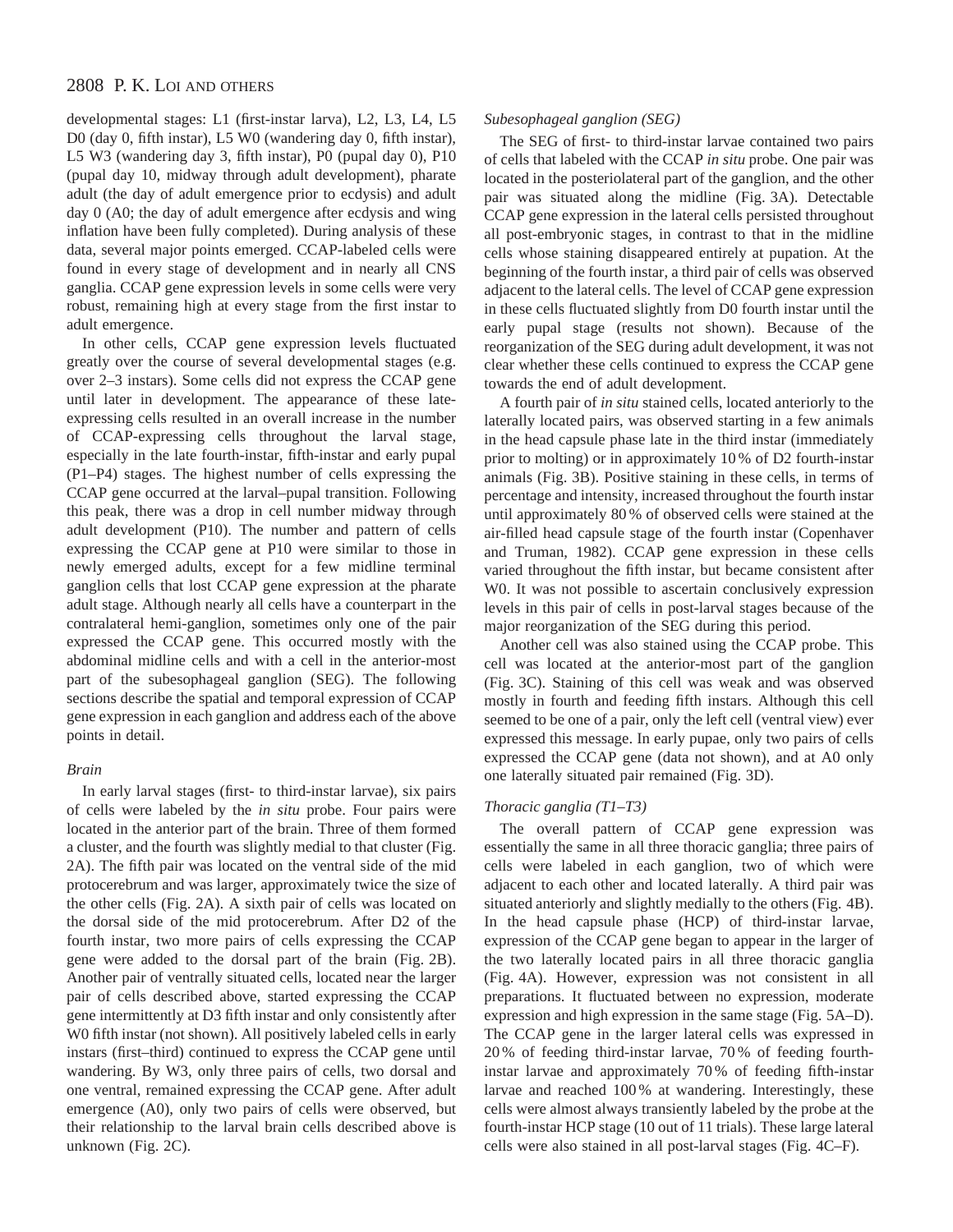developmental stages: L1 (first-instar larva), L2, L3, L4, L5 D0 (day 0, fifth instar), L5 W0 (wandering day 0, fifth instar), L5 W3 (wandering day 3, fifth instar), P0 (pupal day 0), P10 (pupal day 10, midway through adult development), pharate adult (the day of adult emergence prior to ecdysis) and adult day 0 (A0; the day of adult emergence after ecdysis and wing inflation have been fully completed). During analysis of these data, several major points emerged. CCAP-labeled cells were found in every stage of development and in nearly all CNS ganglia. CCAP gene expression levels in some cells were very robust, remaining high at every stage from the first instar to adult emergence.

In other cells, CCAP gene expression levels fluctuated greatly over the course of several developmental stages (e.g. over 2–3 instars). Some cells did not express the CCAP gene until later in development. The appearance of these late-expressing cells resulted in an overall increase in the number of CCAP-expressing cells throughout the larval stage, especially in the late fourth-instar, fifth-instar and early pupal (P1–P4) stages. The highest number of cells expressing the CCAP gene occurred at the larval–pupal transition. Following this peak, there was a drop in cell number midway through adult development (P10). The number and pattern of cells expressing the CCAP gene at P10 were similar to those in newly emerged adults, except for a few midline terminal ganglion cells that lost CCAP gene expression at the pharate adult stage. Although nearly all cells have a counterpart in the contralateral hemi-ganglion, sometimes only one of the pair expressed the CCAP gene. This occurred mostly with the abdominal midline cells and with a cell in the anterior-most part of the subesophageal ganglion (SEG). The following sections describe the spatial and temporal expression of CCAP gene expression in each ganglion and address each of the above points in detail.

### *Brain*

In early larval stages (first- to third-instar larvae), six pairs of cells were labeled by the *in situ* probe. Four pairs were located in the anterior part of the brain. Three of them formed a cluster, and the fourth was slightly medial to that cluster (Fig. 2A). The fifth pair was located on the ventral side of the mid protocerebrum and was larger, approximately twice the size of the other cells (Fig. 2A). A sixth pair of cells was located on the dorsal side of the mid protocerebrum. After D2 of the fourth instar, two more pairs of cells expressing the CCAP gene were added to the dorsal part of the brain (Fig. 2B). Another pair of ventrally situated cells, located near the larger pair of cells described above, started expressing the CCAP gene intermittently at D3 fifth instar and only consistently after W0 fifth instar (not shown). All positively labeled cells in early instars (first–third) continued to express the CCAP gene until wandering. By W3, only three pairs of cells, two dorsal and one ventral, remained expressing the CCAP gene. After adult emergence (A0), only two pairs of cells were observed, but their relationship to the larval brain cells described above is unknown (Fig. 2C).

### *Subesophageal ganglion (SEG)*

The SEG of first- to third-instar larvae contained two pairs of cells that labeled with the CCAP *in situ* probe. One pair was located in the posteriolateral part of the ganglion, and the other pair was situated along the midline (Fig. 3A). Detectable CCAP gene expression in the lateral cells persisted throughout all post-embryonic stages, in contrast to that in the midline cells whose staining disappeared entirely at pupation. At the beginning of the fourth instar, a third pair of cells was observed adjacent to the lateral cells. The level of CCAP gene expression in these cells fluctuated slightly from D0 fourth instar until the early pupal stage (results not shown). Because of the reorganization of the SEG during adult development, it was not clear whether these cells continued to express the CCAP gene towards the end of adult development.

A fourth pair of *in situ* stained cells, located anteriorly to the laterally located pairs, was observed starting in a few animals in the head capsule phase late in the third instar (immediately prior to molting) or in approximately 10 % of D2 fourth-instar animals (Fig. 3B). Positive staining in these cells, in terms of percentage and intensity, increased throughout the fourth instar until approximately 80 % of observed cells were stained at the air-filled head capsule stage of the fourth instar (Copenhaver and Truman, 1982). CCAP gene expression in these cells varied throughout the fifth instar, but became consistent after W0. It was not possible to ascertain conclusively expression levels in this pair of cells in post-larval stages because of the major reorganization of the SEG during this period.

Another cell was also stained using the CCAP probe. This cell was located at the anterior-most part of the ganglion (Fig. 3C). Staining of this cell was weak and was observed mostly in fourth and feeding fifth instars. Although this cell seemed to be one of a pair, only the left cell (ventral view) ever expressed this message. In early pupae, only two pairs of cells expressed the CCAP gene (data not shown), and at A0 only one laterally situated pair remained (Fig. 3D).

### *Thoracic ganglia (T1–T3)*

The overall pattern of CCAP gene expression was essentially the same in all three thoracic ganglia; three pairs of cells were labeled in each ganglion, two of which were adjacent to each other and located laterally. A third pair was situated anteriorly and slightly medially to the others (Fig. 4B). In the head capsule phase (HCP) of third-instar larvae, expression of the CCAP gene began to appear in the larger of the two laterally located pairs in all three thoracic ganglia (Fig. 4A). However, expression was not consistent in all preparations. It fluctuated between no expression, moderate expression and high expression in the same stage (Fig. 5A–D). The CCAP gene in the larger lateral cells was expressed in 20 % of feeding third-instar larvae, 70 % of feeding fourth-instar larvae and approximately 70 % of feeding fifth-instar larvae and reached 100 % at wandering. Interestingly, these cells were almost always transiently labeled by the probe at the fourth-instar HCP stage (10 out of 11 trials). These large lateral cells were also stained in all post-larval stages (Fig. 4C–F).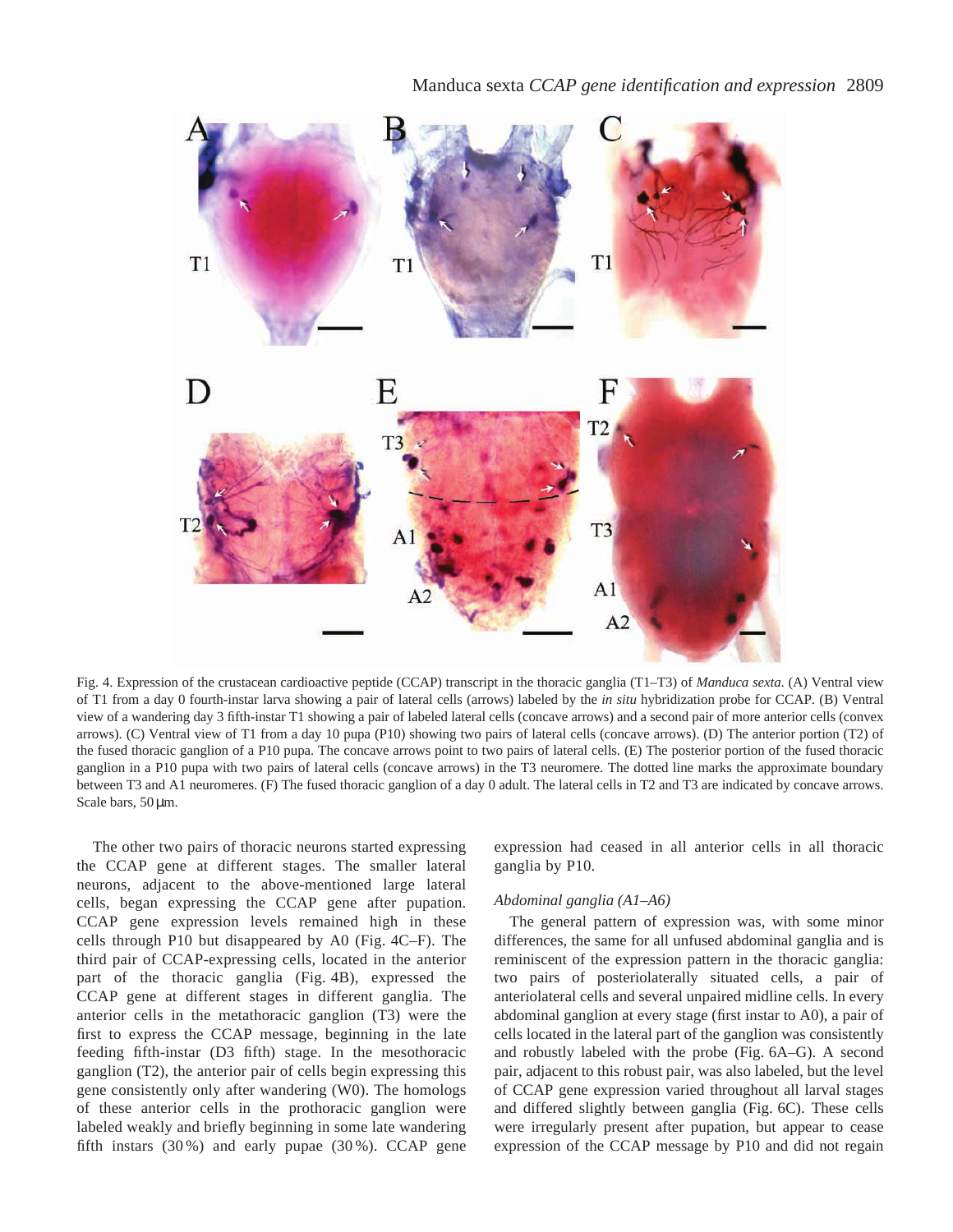Fig. 4. Expression of the crustacean cardioactive peptide (CCAP) transcript in the thoracic ganglia (T1–T3) of *Manduca sexta*. (A) Ventral view of T1 from a day 0 fourth-instar larva showing a pair of lateral cells (arrows) labeled by the *in situ* hybridization probe for CCAP. (B) Ventral view of a wandering day 3 fifth-instar T1 showing a pair of labeled lateral cells (concave arrows) and a second pair of more anterior cells (convex arrows). (C) Ventral view of T1 from a day 10 pupa (P10) showing two pairs of lateral cells (concave arrows). (D) The anterior portion (T2) of the fused thoracic ganglion of a P10 pupa. The concave arrows point to two pairs of lateral cells. (E) The posterior portion of the fused thoracic ganglion in a P10 pupa with two pairs of lateral cells (concave arrows) in the T3 neuromere. The dotted line marks the approximate boundary between T3 and A1 neuromeres. (F) The fused thoracic ganglion of a day 0 adult. The lateral cells in T2 and T3 are indicated by concave arrows. Scale bars, 50 μm.

The other two pairs of thoracic neurons started expressing the CCAP gene at different stages. The smaller lateral neurons, adjacent to the above-mentioned large lateral cells, began expressing the CCAP gene after pupation. CCAP gene expression levels remained high in these cells through P10 but disappeared by A0 (Fig. 4C–F). The third pair of CCAP-expressing cells, located in the anterior part of the thoracic ganglia (Fig. 4B), expressed the CCAP gene at different stages in different ganglia. The anterior cells in the metathoracic ganglion (T3) were the first to express the CCAP message, beginning in the late feeding fifth-instar (D3 fifth) stage. In the mesothoracic ganglion (T2), the anterior pair of cells begin expressing this gene consistently only after wandering (W0). The homologs of these anterior cells in the prothoracic ganglion were labeled weakly and briefly beginning in some late wandering fifth instars (30 %) and early pupae (30 %). CCAP gene expression had ceased in all anterior cells in all thoracic ganglia by P10.

### *Abdominal ganglia (A1–A6)*

The general pattern of expression was, with some minor differences, the same for all unfused abdominal ganglia and is reminiscent of the expression pattern in the thoracic ganglia: two pairs of posteriolaterally situated cells, a pair of anteriolateral cells and several unpaired midline cells. In every abdominal ganglion at every stage (first instar to A0), a pair of cells located in the lateral part of the ganglion was consistently and robustly labeled with the probe (Fig. 6A–G). A second pair, adjacent to this robust pair, was also labeled, but the level of CCAP gene expression varied throughout all larval stages and differed slightly between ganglia (Fig. 6C). These cells were irregularly present after pupation, but appear to cease expression of the CCAP message by P10 and did not regain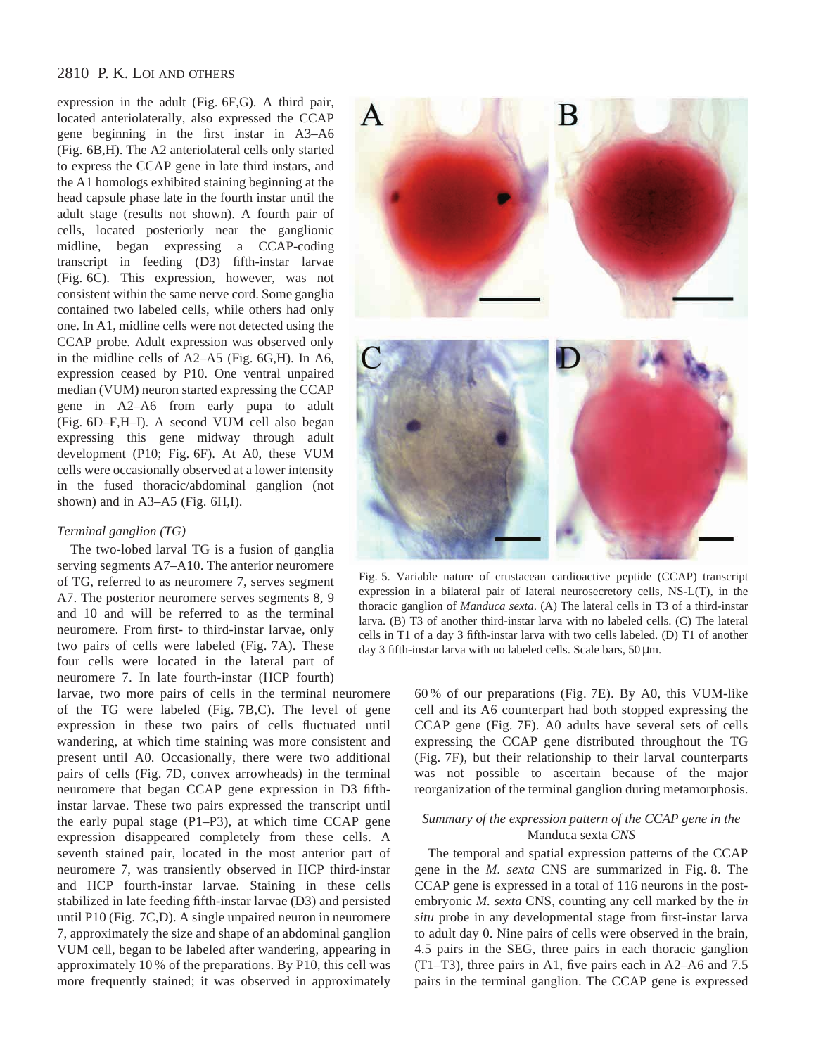expression in the adult (Fig. 6F,G). A third pair, located anteriolaterally, also expressed the CCAP gene beginning in the first instar in A3–A6 (Fig. 6B,H). The A2 anteriolateral cells only started to express the CCAP gene in late third instars, and the A1 homologs exhibited staining beginning at the head capsule phase late in the fourth instar until the adult stage (results not shown). A fourth pair of cells, located posteriorly near the ganglionic midline, began expressing a CCAP-coding transcript in feeding (D3) fifth-instar larvae (Fig. 6C). This expression, however, was not consistent within the same nerve cord. Some ganglia contained two labeled cells, while others had only one. In A1, midline cells were not detected using the CCAP probe. Adult expression was observed only in the midline cells of A2–A5 (Fig. 6G,H). In A6, expression ceased by P10. One ventral unpaired median (VUM) neuron started expressing the CCAP gene in A2–A6 from early pupa to adult (Fig. 6D–F,H–I). A second VUM cell also began expressing this gene midway through adult development (P10; Fig. 6F). At A0, these VUM cells were occasionally observed at a lower intensity in the fused thoracic/abdominal ganglion (not shown) and in A3–A5 (Fig. 6H,I).

*Terminal ganglion (TG)*

The two-lobed larval TG is a fusion of ganglia serving segments A7–A10. The anterior neuromere of TG, referred to as neuromere 7, serves segment A7. The posterior neuromere serves segments 8, 9 and 10 and will be referred to as the terminal neuromere. From first- to third-instar larvae, only two pairs of cells were labeled (Fig. 7A). These four cells were located in the lateral part of neuromere 7. In late fourth-instar (HCP fourth) larvae, two more pairs of cells in the terminal neuromere of the TG were labeled (Fig. 7B,C). The level of gene expression in these two pairs of cells fluctuated until wandering, at which time staining was more consistent and present until A0. Occasionally, there were two additional pairs of cells (Fig. 7D, convex arrowheads) in the terminal neuromere that began CCAP gene expression in D3 fifth-instar larvae. These two pairs expressed the transcript until the early pupal stage (P1–P3), at which time CCAP gene expression disappeared completely from these cells. A seventh stained pair, located in the most anterior part of neuromere 7, was transiently observed in HCP third-instar and HCP fourth-instar larvae. Staining in these cells stabilized in late feeding fifth-instar larvae (D3) and persisted until P10 (Fig. 7C,D). A single unpaired neuron in neuromere 7, approximately the size and shape of an abdominal ganglion VUM cell, began to be labeled after wandering, appearing in approximately 10 % of the preparations. By P10, this cell was more frequently stained; it was observed in approximately 60 % of our preparations (Fig. 7E). By A0, this VUM-like cell and its A6 counterpart had both stopped expressing the CCAP gene (Fig. 7F). A0 adults have several sets of cells expressing the CCAP gene distributed throughout the TG (Fig. 7F), but their relationship to their larval counterparts was not possible to ascertain because of the major reorganization of the terminal ganglion during metamorphosis.

Fig. 5. Variable nature of crustacean cardioactive peptide (CCAP) transcript expression in a bilateral pair of lateral neurosecretory cells, NS-L(T), in the thoracic ganglion of *Manduca sexta*. (A) The lateral cells in T3 of a third-instar larva. (B) T3 of another third-instar larva with no labeled cells. (C) The lateral cells in T1 of a day 3 fifth-instar larva with two cells labeled. (D) T1 of another day 3 fifth-instar larva with no labeled cells. Scale bars, 50 μm.

*Summary of the expression pattern of the CCAP gene in the* Manduca sexta *CNS*

The temporal and spatial expression patterns of the CCAP gene in the *M. sexta* CNS are summarized in Fig. 8. The CCAP gene is expressed in a total of 116 neurons in the post-embryonic *M. sexta* CNS, counting any cell marked by the *in situ* probe in any developmental stage from first-instar larva to adult day 0. Nine pairs of cells were observed in the brain, 4.5 pairs in the SEG, three pairs in each thoracic ganglion (T1–T3), three pairs in A1, five pairs each in A2–A6 and 7.5 pairs in the terminal ganglion. The CCAP gene is expressed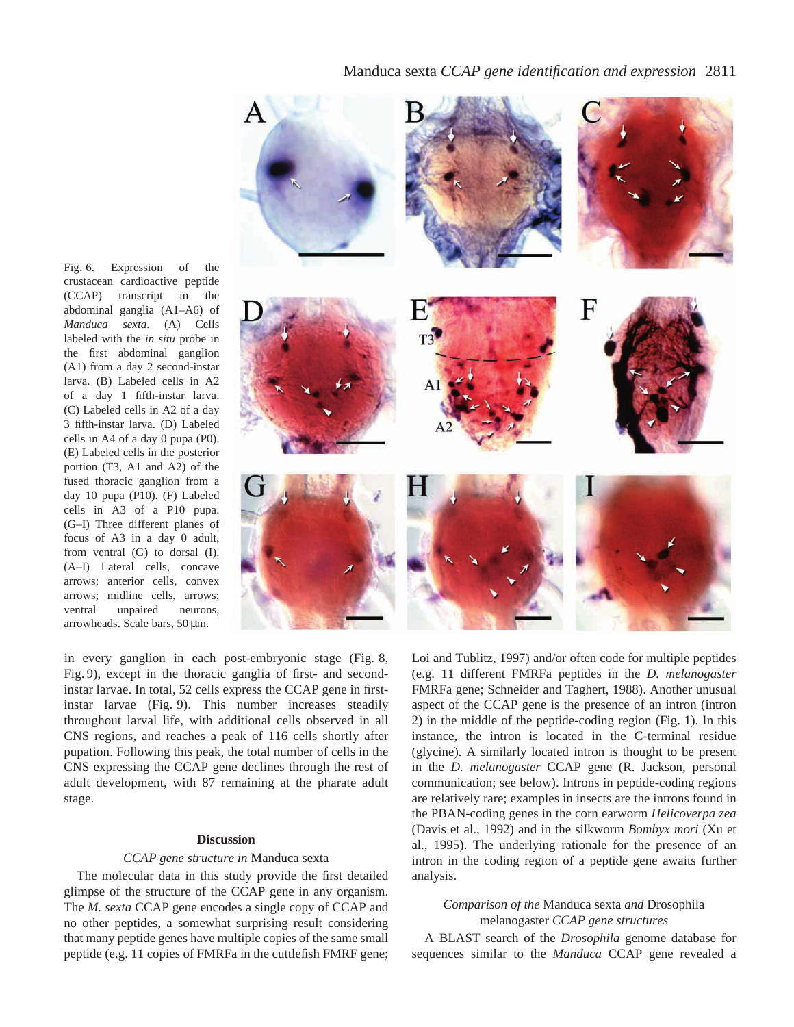Fig. 6. Expression of the crustacean cardioactive peptide (CCAP) transcript in the abdominal ganglia (A1–A6) of *Manduca sexta*. (A) Cells labeled with the *in situ* probe in the first abdominal ganglion (A1) from a day 2 second-instar larva. (B) Labeled cells in A2 of a day 1 fifth-instar larva. (C) Labeled cells in A2 of a day 3 fifth-instar larva. (D) Labeled cells in A4 of a day 0 pupa (P0). (E) Labeled cells in the posterior portion (T3, A1 and A2) of the fused thoracic ganglion from a day 10 pupa (P10). (F) Labeled cells in A3 of a P10 pupa. (G–I) Three different planes of focus of A3 in a day 0 adult, from ventral (G) to dorsal (I). (A–I) Lateral cells, concave arrows; anterior cells, convex arrows; midline cells, arrows; ventral unpaired neurons, arrowheads. Scale bars, 50 μm.

in every ganglion in each post-embryonic stage (Fig. 8, Fig. 9), except in the thoracic ganglia of first- and second-instar larvae. In total, 52 cells express the CCAP gene in first-instar larvae (Fig. 9). This number increases steadily throughout larval life, with additional cells observed in all CNS regions, and reaches a peak of 116 cells shortly after pupation. Following this peak, the total number of cells in the CNS expressing the CCAP gene declines through the rest of adult development, with 87 remaining at the pharate adult stage.

## Discussion

### *CCAP gene structure in* Manduca sexta

The molecular data in this study provide the first detailed glimpse of the structure of the CCAP gene in any organism. The *M. sexta* CCAP gene encodes a single copy of CCAP and no other peptides, a somewhat surprising result considering that many peptide genes have multiple copies of the same small peptide (e.g. 11 copies of FMRFa in the cuttlefish FMRF gene; Loi and Tublitz, 1997) and/or often code for multiple peptides (e.g. 11 different FMRFa peptides in the *D. melanogaster* FMRFa gene; Schneider and Taghert, 1988). Another unusual aspect of the CCAP gene is the presence of an intron (intron 2) in the middle of the peptide-coding region (Fig. 1). In this instance, the intron is located in the C-terminal residue (glycine). A similarly located intron is thought to be present in the *D. melanogaster* CCAP gene (R. Jackson, personal communication; see below). Introns in peptide-coding regions are relatively rare; examples in insects are the introns found in the PBAN-coding genes in the corn earworm *Helicoverpa zea* (Davis et al., 1992) and in the silkworm *Bombyx mori* (Xu et al., 1995). The underlying rationale for the presence of an intron in the coding region of a peptide gene awaits further analysis.

### *Comparison of the* Manduca sexta *and* Drosophila melanogaster *CCAP gene structures*

A BLAST search of the *Drosophila* genome database for sequences similar to the *Manduca* CCAP gene revealed a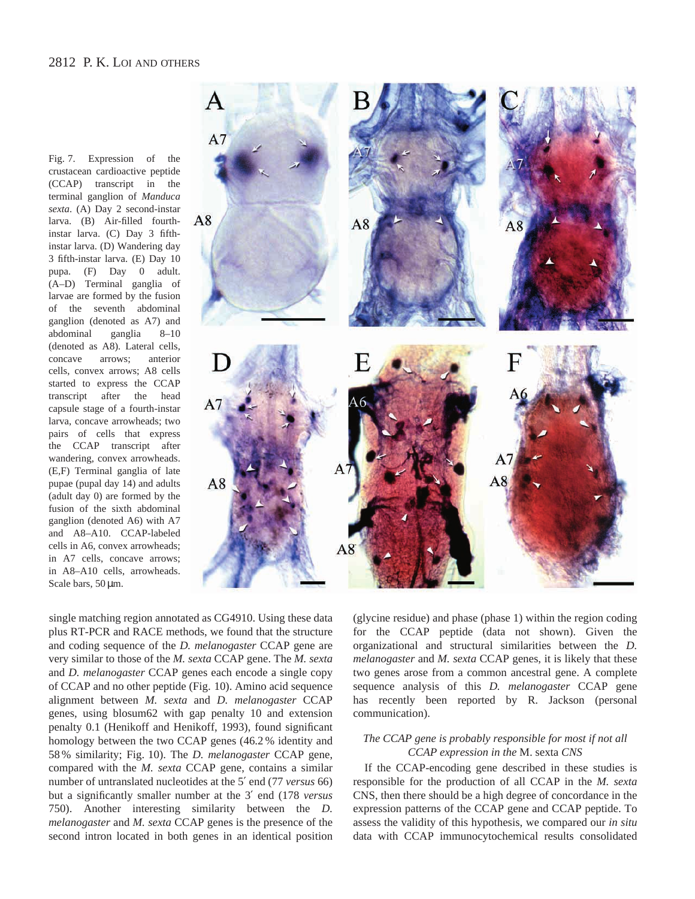Fig. 7. Expression of the crustacean cardioactive peptide (CCAP) transcript in the terminal ganglion of *Manduca sexta*. (A) Day 2 second-instar larva. (B) Air-filled fourth-instar larva. (C) Day 3 fifth-instar larva. (D) Wandering day 3 fifth-instar larva. (E) Day 10 pupa. (F) Day 0 adult. (A–D) Terminal ganglia of larvae are formed by the fusion of the seventh abdominal ganglion (denoted as A7) and abdominal ganglia 8–10 (denoted as A8). Lateral cells, concave arrows; anterior cells, convex arrows; A8 cells started to express the CCAP transcript after the head capsule stage of a fourth-instar larva, concave arrowheads; two pairs of cells that express the CCAP transcript after wandering, convex arrowheads. (E,F) Terminal ganglia of late pupae (pupal day 14) and adults (adult day 0) are formed by the fusion of the sixth abdominal ganglion (denoted A6) with A7 and A8–A10. CCAP-labeled cells in A6, convex arrowheads; in A7 cells, concave arrows; in A8–A10 cells, arrowheads. Scale bars, 50 μm.

single matching region annotated as CG4910. Using these data plus RT-PCR and RACE methods, we found that the structure and coding sequence of the *D. melanogaster* CCAP gene are very similar to those of the *M. sexta* CCAP gene. The *M. sexta* and *D. melanogaster* CCAP genes each encode a single copy of CCAP and no other peptide (Fig. 10). Amino acid sequence alignment between *M. sexta* and *D. melanogaster* CCAP genes, using blosum62 with gap penalty 10 and extension penalty 0.1 (Henikoff and Henikoff, 1993), found significant homology between the two CCAP genes (46.2 % identity and 58 % similarity; Fig. 10). The *D. melanogaster* CCAP gene, compared with the *M. sexta* CCAP gene, contains a similar number of untranslated nucleotides at the 5′ end (77 *versus* 66) but a significantly smaller number at the 3′ end (178 *versus* 750). Another interesting similarity between the *D. melanogaster* and *M. sexta* CCAP genes is the presence of the second intron located in both genes in an identical position (glycine residue) and phase (phase 1) within the region coding for the CCAP peptide (data not shown). Given the organizational and structural similarities between the *D. melanogaster* and *M. sexta* CCAP genes, it is likely that these two genes arose from a common ancestral gene. A complete sequence analysis of this *D. melanogaster* CCAP gene has recently been reported by R. Jackson (personal communication).

### *The CCAP gene is probably responsible for most if not all CCAP expression in the* M. sexta *CNS*

If the CCAP-encoding gene described in these studies is responsible for the production of all CCAP in the *M. sexta* CNS, then there should be a high degree of concordance in the expression patterns of the CCAP gene and CCAP peptide. To assess the validity of this hypothesis, we compared our *in situ* data with CCAP immunocytochemical results consolidated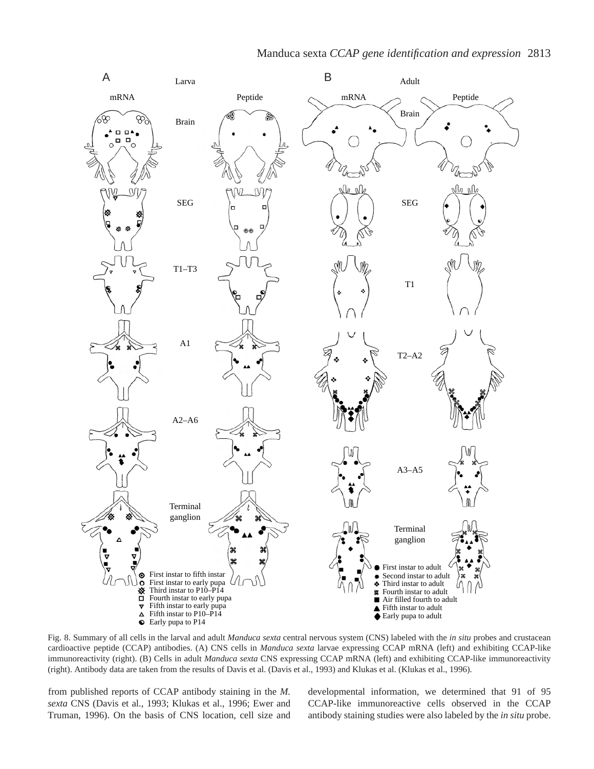Fig. 8. Summary of all cells in the larval and adult *Manduca sexta* central nervous system (CNS) labeled with the *in situ* probes and crustacean cardioactive peptide (CCAP) antibodies. (A) CNS cells in *Manduca sexta* larvae expressing CCAP mRNA (left) and exhibiting CCAP-like immunoreactivity (right). (B) Cells in adult *Manduca sexta* CNS expressing CCAP mRNA (left) and exhibiting CCAP-like immunoreactivity (right). Antibody data are taken from the results of Davis et al. (Davis et al., 1993) and Klukas et al. (Klukas et al., 1996).

from published reports of CCAP antibody staining in the *M. sexta* CNS (Davis et al., 1993; Klukas et al., 1996; Ewer and Truman, 1996). On the basis of CNS location, cell size and developmental information, we determined that 91 of 95 CCAP-like immunoreactive cells observed in the CCAP antibody staining studies were also labeled by the *in situ* probe.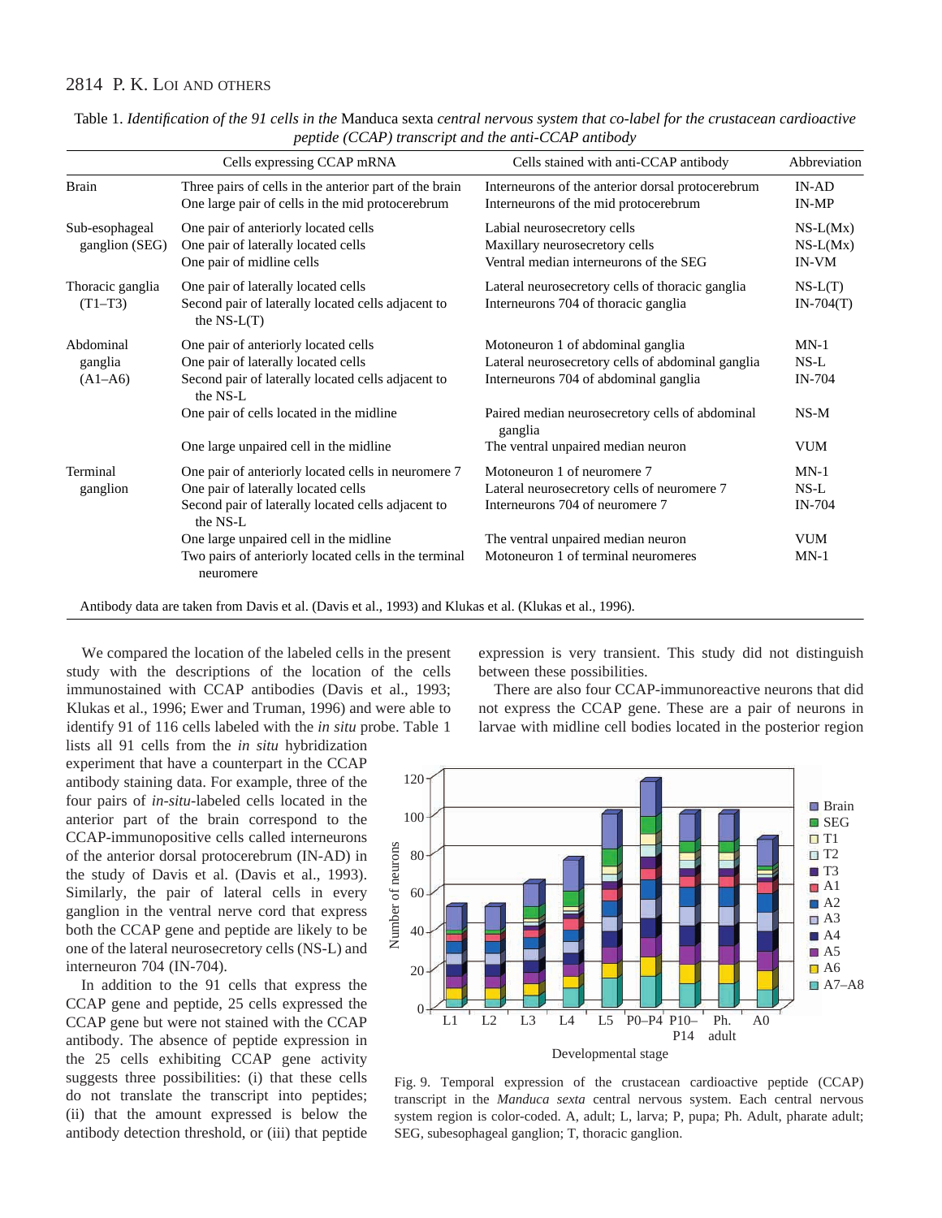Table 1. *Identification of the 91 cells in the* Manduca sexta *central nervous system that co-label for the crustacean cardioactive peptide (CCAP) transcript and the anti-CCAP antibody*

| | Cells expressing CCAP mRNA | Cells stained with anti-CCAP antibody | Abbreviation |
|---|---|---|---|
| Brain | Three pairs of cells in the anterior part of the brain | Interneurons of the anterior dorsal protocerebrum | IN-AD |
| | One large pair of cells in the mid protocerebrum | Interneurons of the mid protocerebrum | IN-MP |
| Sub-esophageal ganglion (SEG) | One pair of anteriorly located cells | Labial neurosecretory cells | NS-L(Mx) |
| | One pair of laterally located cells | Maxillary neurosecretory cells | NS-L(Mx) |
| | One pair of midline cells | Ventral median interneurons of the SEG | IN-VM |
| Thoracic ganglia (T1–T3) | One pair of laterally located cells | Lateral neurosecretory cells of thoracic ganglia | NS-L(T) |
| | Second pair of laterally located cells adjacent to the NS-L(T) | Interneurons 704 of thoracic ganglia | IN-704(T) |
| Abdominal ganglia (A1–A6) | One pair of anteriorly located cells | Motoneuron 1 of abdominal ganglia | MN-1 |
| | One pair of laterally located cells | Lateral neurosecretory cells of abdominal ganglia | NS-L |
| | Second pair of laterally located cells adjacent to the NS-L | Interneurons 704 of abdominal ganglia | IN-704 |
| | One pair of cells located in the midline | Paired median neurosecretory cells of abdominal ganglia | NS-M |
| | One large unpaired cell in the midline | The ventral unpaired median neuron | VUM |
| Terminal ganglion | One pair of anteriorly located cells in neuromere 7 | Motoneuron 1 of neuromere 7 | MN-1 |
| | One pair of laterally located cells | Lateral neurosecretory cells of neuromere 7 | NS-L |
| | Second pair of laterally located cells adjacent to the NS-L | Interneurons 704 of neuromere 7 | IN-704 |
| | One large unpaired cell in the midline | The ventral unpaired median neuron | VUM |
| | Two pairs of anteriorly located cells in the terminal neuromere | Motoneuron 1 of terminal neuromeres | MN-1 |

Antibody data are taken from Davis et al. (Davis et al., 1993) and Klukas et al. (Klukas et al., 1996).

We compared the location of the labeled cells in the present study with the descriptions of the location of the cells immunostained with CCAP antibodies (Davis et al., 1993; Klukas et al., 1996; Ewer and Truman, 1996) and were able to identify 91 of 116 cells labeled with the *in situ* probe. Table 1 lists all 91 cells from the *in situ* hybridization experiment that have a counterpart in the CCAP antibody staining data. For example, three of the four pairs of *in-situ*-labeled cells located in the anterior part of the brain correspond to the CCAP-immunopositive cells called interneurons of the anterior dorsal protocerebrum (IN-AD) in the study of Davis et al. (Davis et al., 1993). Similarly, the pair of lateral cells in every ganglion in the ventral nerve cord that express both the CCAP gene and peptide are likely to be one of the lateral neurosecretory cells (NS-L) and interneuron 704 (IN-704).

In addition to the 91 cells that express the CCAP gene and peptide, 25 cells expressed the CCAP gene but were not stained with the CCAP antibody. The absence of peptide expression in the 25 cells exhibiting CCAP gene activity suggests three possibilities: (i) that these cells do not translate the transcript into peptides; (ii) that the amount expressed is below the antibody detection threshold, or (iii) that peptide expression is very transient. This study did not distinguish between these possibilities.

There are also four CCAP-immunoreactive neurons that did not express the CCAP gene. These are a pair of neurons in larvae with midline cell bodies located in the posterior region

Fig. 9. Temporal expression of the crustacean cardioactive peptide (CCAP) transcript in the *Manduca sexta* central nervous system. Each central nervous system region is color-coded. A, adult; L, larva; P, pupa; Ph. Adult, pharate adult; SEG, subesophageal ganglion; T, thoracic ganglion.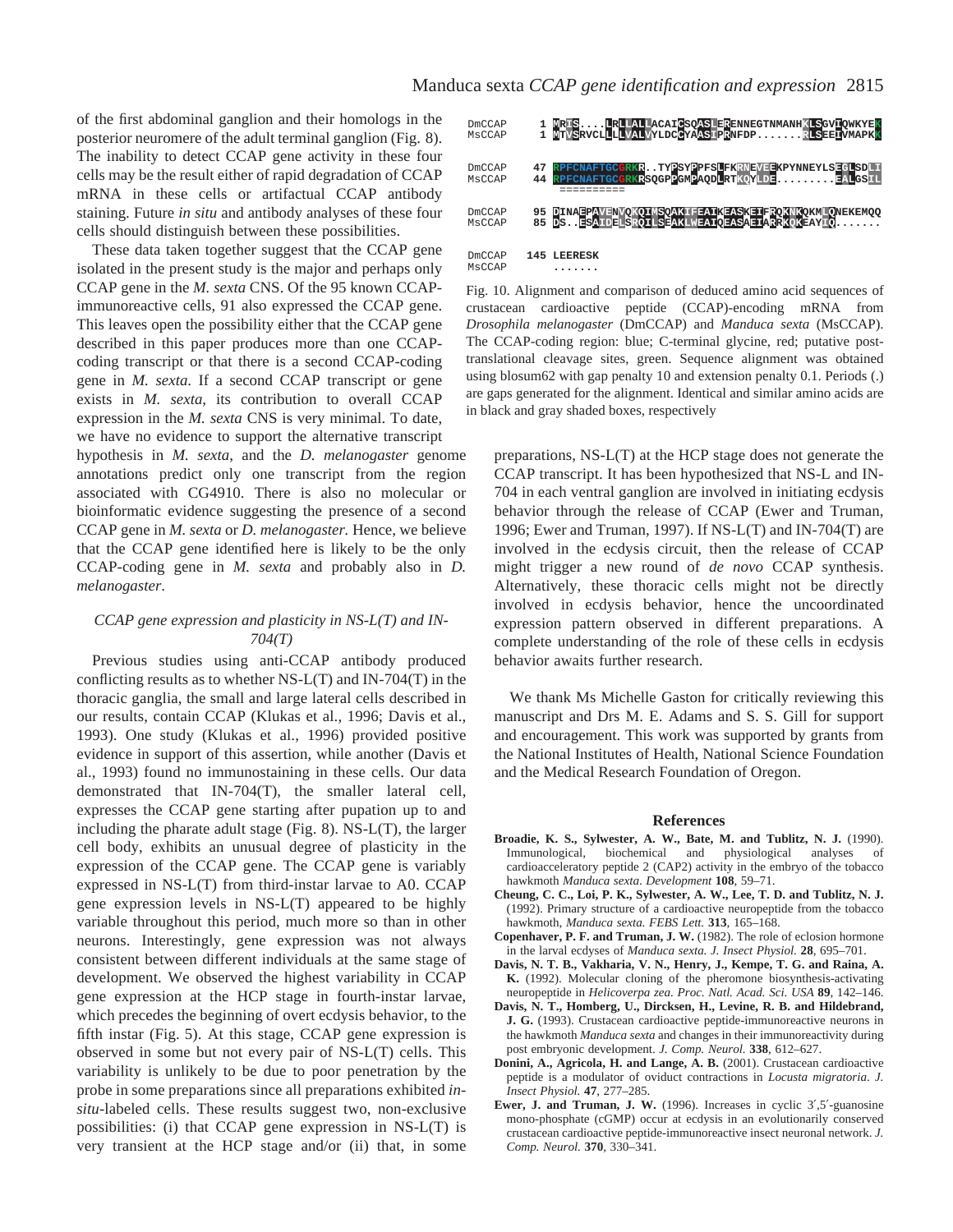of the first abdominal ganglion and their homologs in the posterior neuromere of the adult terminal ganglion (Fig. 8). The inability to detect CCAP gene activity in these four cells may be the result either of rapid degradation of CCAP mRNA in these cells or artifactual CCAP antibody staining. Future *in situ* and antibody analyses of these four cells should distinguish between these possibilities.

These data taken together suggest that the CCAP gene isolated in the present study is the major and perhaps only CCAP gene in the *M. sexta* CNS. Of the 95 known CCAP-immunoreactive cells, 91 also expressed the CCAP gene. This leaves open the possibility either that the CCAP gene described in this paper produces more than one CCAP-coding transcript or that there is a second CCAP-coding gene in *M. sexta*. If a second CCAP transcript or gene exists in *M. sexta*, its contribution to overall CCAP expression in the *M. sexta* CNS is very minimal. To date, we have no evidence to support the alternative transcript hypothesis in *M. sexta*, and the *D. melanogaster* genome annotations predict only one transcript from the region associated with CG4910. There is also no molecular or bioinformatic evidence suggesting the presence of a second CCAP gene in *M. sexta* or *D. melanogaster.* Hence, we believe that the CCAP gene identified here is likely to be the only CCAP-coding gene in *M. sexta* and probably also in *D. melanogaster*.

### *CCAP gene expression and plasticity in NS-L(T) and IN-704(T)*

Previous studies using anti-CCAP antibody produced conflicting results as to whether NS-L(T) and IN-704(T) in the thoracic ganglia, the small and large lateral cells described in our results, contain CCAP (Klukas et al., 1996; Davis et al., 1993). One study (Klukas et al., 1996) provided positive evidence in support of this assertion, while another (Davis et al., 1993) found no immunostaining in these cells. Our data demonstrated that IN-704(T), the smaller lateral cell, expresses the CCAP gene starting after pupation up to and including the pharate adult stage (Fig. 8). NS-L(T), the larger cell body, exhibits an unusual degree of plasticity in the expression of the CCAP gene. The CCAP gene is variably expressed in NS-L(T) from third-instar larvae to A0. CCAP gene expression levels in NS-L(T) appeared to be highly variable throughout this period, much more so than in other neurons. Interestingly, gene expression was not always consistent between different individuals at the same stage of development. We observed the highest variability in CCAP gene expression at the HCP stage in fourth-instar larvae, which precedes the beginning of overt ecdysis behavior, to the fifth instar (Fig. 5). At this stage, CCAP gene expression is observed in some but not every pair of NS-L(T) cells. This variability is unlikely to be due to poor penetration by the probe in some preparations since all preparations exhibited *in-situ*-labeled cells. These results suggest two, non-exclusive possibilities: (i) that CCAP gene expression in NS-L(T) is very transient at the HCP stage and/or (ii) that, in some preparations, NS-L(T) at the HCP stage does not generate the CCAP transcript. It has been hypothesized that NS-L and IN-704 in each ventral ganglion are involved in initiating ecdysis behavior through the release of CCAP (Ewer and Truman, 1996; Ewer and Truman, 1997). If NS-L(T) and IN-704(T) are involved in the ecdysis circuit, then the release of CCAP might trigger a new round of *de novo* CCAP synthesis. Alternatively, these thoracic cells might not be directly involved in ecdysis behavior, hence the uncoordinated expression pattern observed in different preparations. A complete understanding of the role of these cells in ecdysis behavior awaits further research.

```
DmCCAP     1 MRIS....LRLLALLACAICSQASLERENNEGTNMANHKLSGVIQWKYEK
MsCCAP     1 MTVSRVCLLLLVALVYLDCCYAASIPRNFDP.......RLSEEIVMAPKK

DmCCAP    47 RPFCNAFTGCGRKR..TYPSYPPFSLFKRNEVEEKPYNNEYLSEGLSDLI
MsCCAP    44 RPFCNAFTGCGRKRSQGPPGMPAQDLRTKQYLDE.........EALGSIL
                ==========

DmCCAP    95 DINAEPAVENVQKQIMSQAKIFEAIKEASKEIFRQKNKQKMLQNEKEMQQ
MsCCAP    85 DS..ESAIDELSRQILSEAKLWEAIQEASAEIARRKQKEAYIQ.......

DmCCAP   145 LEERESK
MsCCAP       .......
```

Fig. 10. Alignment and comparison of deduced amino acid sequences of crustacean cardioactive peptide (CCAP)-encoding mRNA from *Drosophila melanogaster* (DmCCAP) and *Manduca sexta* (MsCCAP). The CCAP-coding region: blue; C-terminal glycine, red; putative post-translational cleavage sites, green. Sequence alignment was obtained using blosum62 with gap penalty 10 and extension penalty 0.1. Periods (.) are gaps generated for the alignment. Identical and similar amino acids are in black and gray shaded boxes, respectively

We thank Ms Michelle Gaston for critically reviewing this manuscript and Drs M. E. Adams and S. S. Gill for support and encouragement. This work was supported by grants from the National Institutes of Health, National Science Foundation and the Medical Research Foundation of Oregon.

## References

**Broadie, K. S., Sylwester, A. W., Bate, M. and Tublitz, N. J.** (1990). Immunological, biochemical and physiological analyses of cardioacceleratory peptide 2 (CAP2) activity in the embryo of the tobacco hawkmoth *Manduca sexta*. *Development* **108**, 59–71.

**Cheung, C. C., Loi, P. K., Sylwester, A. W., Lee, T. D. and Tublitz, N. J.** (1992). Primary structure of a cardioactive neuropeptide from the tobacco hawkmoth, *Manduca sexta. FEBS Lett.* **313**, 165–168.

**Copenhaver, P. F. and Truman, J. W.** (1982). The role of eclosion hormone in the larval ecdyses of *Manduca sexta. J. Insect Physiol.* **28**, 695–701.

**Davis, N. T. B., Vakharia, V. N., Henry, J., Kempe, T. G. and Raina, A. K.** (1992). Molecular cloning of the pheromone biosynthesis-activating neuropeptide in *Helicoverpa zea. Proc. Natl. Acad. Sci. USA* **89**, 142–146.

**Davis, N. T., Homberg, U., Dircksen, H., Levine, R. B. and Hildebrand, J. G.** (1993). Crustacean cardioactive peptide-immunoreactive neurons in the hawkmoth *Manduca sexta* and changes in their immunoreactivity during post embryonic development. *J. Comp. Neurol.* **338**, 612–627.

**Donini, A., Agricola, H. and Lange, A. B.** (2001). Crustacean cardioactive peptide is a modulator of oviduct contractions in *Locusta migratoria*. *J. Insect Physiol.* **47**, 277–285.

**Ewer, J. and Truman, J. W.** (1996). Increases in cyclic 3′,5′-guanosine mono-phosphate (cGMP) occur at ecdysis in an evolutionarily conserved crustacean cardioactive peptide-immunoreactive insect neuronal network. *J. Comp. Neurol.* **370**, 330–341.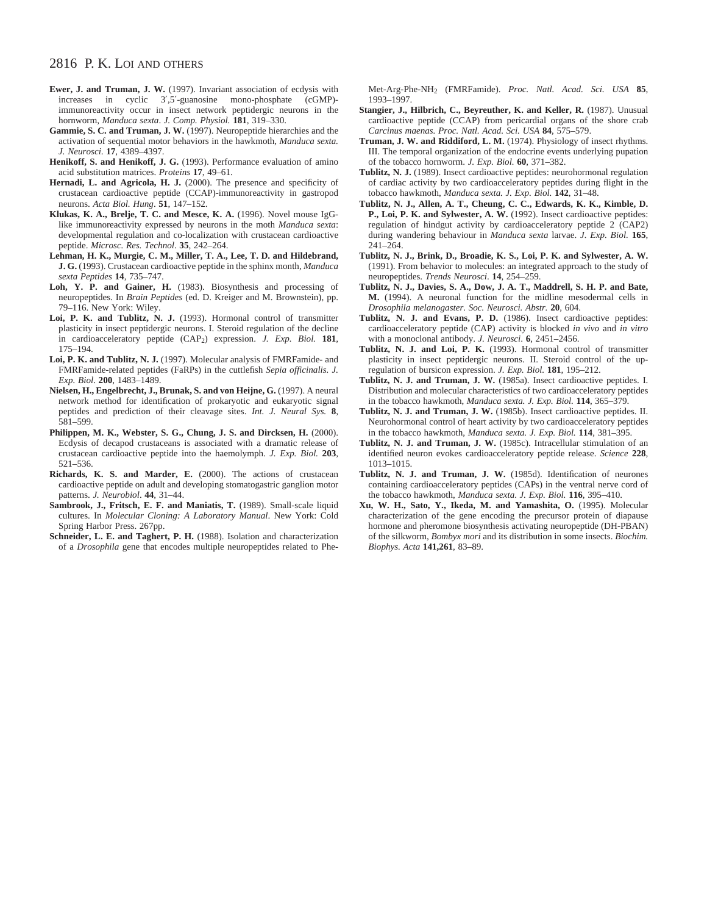**Ewer, J. and Truman, J. W.** (1997). Invariant association of ecdysis with increases in cyclic 3′,5′-guanosine mono-phosphate (cGMP)-immunoreactivity occur in insect network peptidergic neurons in the hornworm, *Manduca sexta*. *J. Comp. Physiol.* **181**, 319–330.

**Gammie, S. C. and Truman, J. W.** (1997). Neuropeptide hierarchies and the activation of sequential motor behaviors in the hawkmoth, *Manduca sexta. J. Neurosci.* **17**, 4389–4397.

**Henikoff, S. and Henikoff, J. G.** (1993). Performance evaluation of amino acid substitution matrices. *Proteins* **17**, 49–61.

**Hernadi, L. and Agricola, H. J.** (2000). The presence and specificity of crustacean cardioactive peptide (CCAP)-immunoreactivity in gastropod neurons. *Acta Biol. Hung*. **51**, 147–152.

**Klukas, K. A., Brelje, T. C. and Mesce, K. A.** (1996). Novel mouse IgG-like immunoreactivity expressed by neurons in the moth *Manduca sexta*: developmental regulation and co-localization with crustacean cardioactive peptide. *Microsc. Res. Technol*. **35**, 242–264.

**Lehman, H. K., Murgie, C. M., Miller, T. A., Lee, T. D. and Hildebrand, J. G.** (1993). Crustacean cardioactive peptide in the sphinx month, *Manduca sexta Peptides* **14**, 735–747.

**Loh, Y. P. and Gainer, H.** (1983). Biosynthesis and processing of neuropeptides. In *Brain Peptides* (ed. D. Kreiger and M. Brownstein), pp. 79–116. New York: Wiley.

**Loi, P. K. and Tublitz, N. J.** (1993). Hormonal control of transmitter plasticity in insect peptidergic neurons. I. Steroid regulation of the decline in cardioacceleratory peptide ($CAP_2$) expression. *J. Exp. Biol.* **181**, 175–194.

**Loi, P. K. and Tublitz, N. J.** (1997). Molecular analysis of FMRFamide- and FMRFamide-related peptides (FaRPs) in the cuttlefish *Sepia officinalis. J. Exp. Biol*. **200**, 1483–1489.

**Nielsen, H., Engelbrecht, J., Brunak, S. and von Heijne, G.** (1997). A neural network method for identification of prokaryotic and eukaryotic signal peptides and prediction of their cleavage sites. *Int. J. Neural Sys.* **8**, 581–599.

**Philippen, M. K., Webster, S. G., Chung, J. S. and Dircksen, H.** (2000). Ecdysis of decapod crustaceans is associated with a dramatic release of crustacean cardioactive peptide into the haemolymph. *J. Exp. Biol.* **203**, 521–536.

**Richards, K. S. and Marder, E.** (2000). The actions of crustacean cardioactive peptide on adult and developing stomatogastric ganglion motor patterns. *J. Neurobiol*. **44**, 31–44.

**Sambrook, J., Fritsch, E. F. and Maniatis, T.** (1989). Small-scale liquid cultures. In *Molecular Cloning: A Laboratory Manual*. New York: Cold Spring Harbor Press. 267pp.

**Schneider, L. E. and Taghert, P. H.** (1988). Isolation and characterization of a *Drosophila* gene that encodes multiple neuropeptides related to Phe-Met-Arg-Phe-$NH_2$ (FMRFamide). *Proc. Natl. Acad. Sci. USA* **85**, 1993–1997.

**Stangier, J., Hilbrich, C., Beyreuther, K. and Keller, R.** (1987). Unusual cardioactive peptide (CCAP) from pericardial organs of the shore crab *Carcinus maenas. Proc. Natl. Acad. Sci. USA* **84**, 575–579.

**Truman, J. W. and Riddiford, L. M.** (1974). Physiology of insect rhythms. III. The temporal organization of the endocrine events underlying pupation of the tobacco hornworm. *J. Exp. Biol.* **60**, 371–382.

**Tublitz, N. J.** (1989). Insect cardioactive peptides: neurohormonal regulation of cardiac activity by two cardioacceleratory peptides during flight in the tobacco hawkmoth, *Manduca sexta. J. Exp. Biol.* **142**, 31–48.

**Tublitz, N. J., Allen, A. T., Cheung, C. C., Edwards, K. K., Kimble, D. P., Loi, P. K. and Sylwester, A. W.** (1992). Insect cardioactive peptides: regulation of hindgut activity by cardioacceleratory peptide 2 (CAP2) during wandering behaviour in *Manduca sexta* larvae. *J. Exp. Biol.* **165**, 241–264.

**Tublitz, N. J., Brink, D., Broadie, K. S., Loi, P. K. and Sylwester, A. W.** (1991). From behavior to molecules: an integrated approach to the study of neuropeptides. *Trends Neurosci*. **14**, 254–259.

**Tublitz, N. J., Davies, S. A., Dow, J. A. T., Maddrell, S. H. P. and Bate, M.** (1994). A neuronal function for the midline mesodermal cells in *Drosophila melanogaster*. *Soc. Neurosci. Abstr.* **20**, 604.

**Tublitz, N. J. and Evans, P. D.** (1986). Insect cardioactive peptides: cardioacceleratory peptide (CAP) activity is blocked *in vivo* and *in vitro* with a monoclonal antibody. *J. Neurosci*. **6**, 2451–2456.

**Tublitz, N. J. and Loi, P. K.** (1993). Hormonal control of transmitter plasticity in insect peptidergic neurons. II. Steroid control of the up-regulation of bursicon expression. *J. Exp. Biol.* **181**, 195–212.

**Tublitz, N. J. and Truman, J. W.** (1985a). Insect cardioactive peptides. I. Distribution and molecular characteristics of two cardioacceleratory peptides in the tobacco hawkmoth, *Manduca sexta. J. Exp. Biol.* **114**, 365–379.

**Tublitz, N. J. and Truman, J. W.** (1985b). Insect cardioactive peptides. II. Neurohormonal control of heart activity by two cardioacceleratory peptides in the tobacco hawkmoth, *Manduca sexta. J. Exp. Biol.* **114**, 381–395.

**Tublitz, N. J. and Truman, J. W.** (1985c). Intracellular stimulation of an identified neuron evokes cardioacceleratory peptide release. *Science* **228**, 1013–1015.

**Tublitz, N. J. and Truman, J. W.** (1985d). Identification of neurones containing cardioacceleratory peptides (CAPs) in the ventral nerve cord of the tobacco hawkmoth, *Manduca sexta*. *J. Exp. Biol.* **116**, 395–410.

**Xu, W. H., Sato, Y., Ikeda, M. and Yamashita, O.** (1995). Molecular characterization of the gene encoding the precursor protein of diapause hormone and pheromone biosynthesis activating neuropeptide (DH-PBAN) of the silkworm, *Bombyx mori* and its distribution in some insects. *Biochim. Biophys. Acta* **141,261**, 83–89.